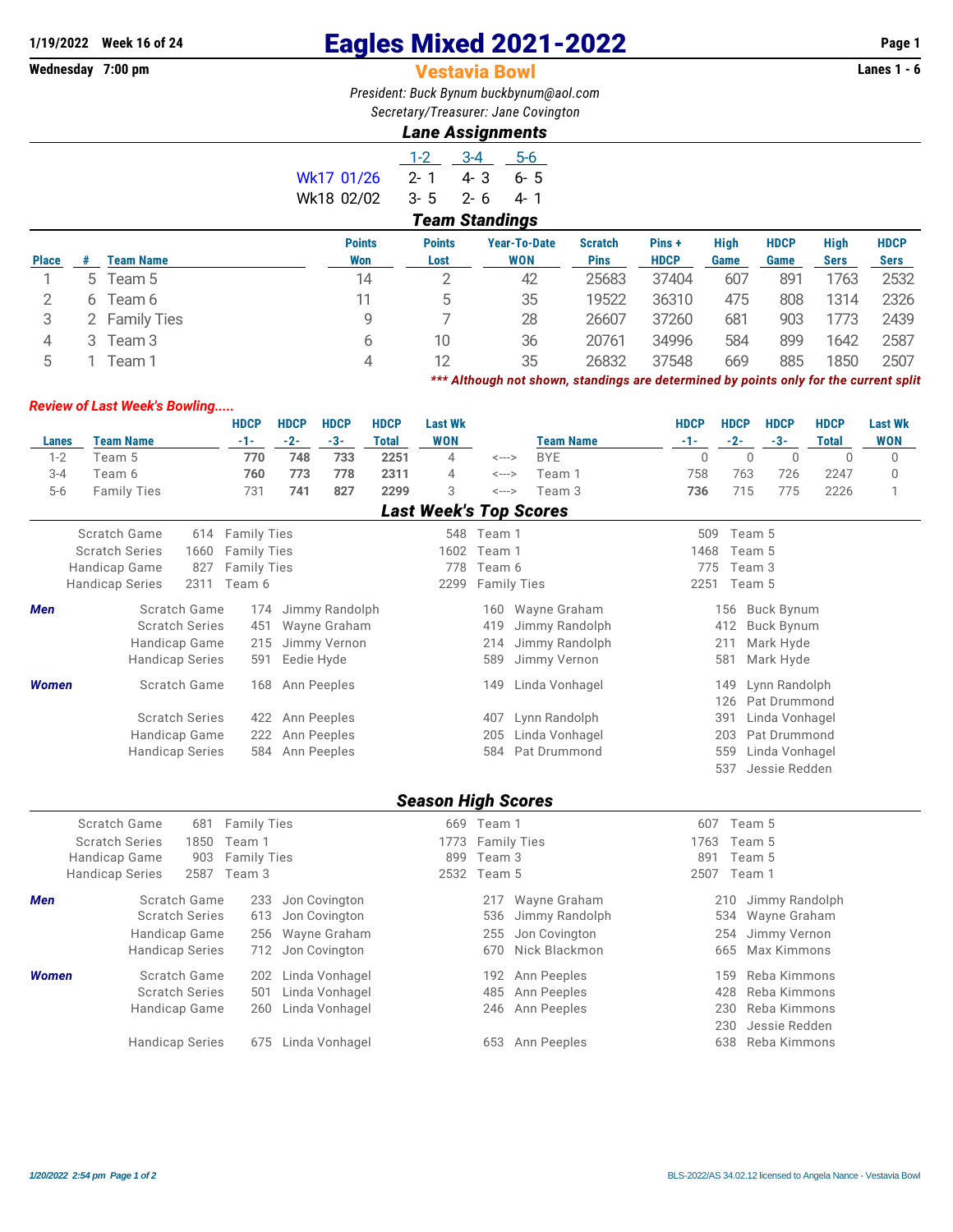1/19/2022 Week 16 of 24

Wednesday 7:00 pm

# Eagles Mixed 2021-2022

## Vestavia Bowl

Lanes 1 - 6

*President: Buck Bynum buckbynum@aol.com*

*Secretary/Treasurer: Jane Covington*

### *Lane Assignments*

| | 1-2 | 3-4 | 5-6 |
|---|---|---|---|
| Wk17 01/26 | 2- 1 | 4- 3 | 6- 5 |
| Wk18 02/02 | 3- 5 | 2- 6 | 4- 1 |

### *Team Standings*

| Place | # | Team Name | Points Won | Points Lost | Year-To-Date WON | Scratch Pins | Pins + HDCP | High Game | HDCP Game | High Sers | HDCP Sers |
|---|---|---|---|---|---|---|---|---|---|---|---|
| 1 | 5 | Team 5 | 14 | 2 | 42 | 25683 | 37404 | 607 | 891 | 1763 | 2532 |
| 2 | 6 | Team 6 | 11 | 5 | 35 | 19522 | 36310 | 475 | 808 | 1314 | 2326 |
| 3 | 2 | Family Ties | 9 | 7 | 28 | 26607 | 37260 | 681 | 903 | 1773 | 2439 |
| 4 | 3 | Team 3 | 6 | 10 | 36 | 20761 | 34996 | 584 | 899 | 1642 | 2587 |
| 5 | 1 | Team 1 | 4 | 12 | 35 | 26832 | 37548 | 669 | 885 | 1850 | 2507 |

*\*\*\* Although not shown, standings are determined by points only for the current split*

***Review of Last Week's Bowling.....***

| Lanes | Team Name | HDCP -1- | HDCP -2- | HDCP -3- | HDCP Total | Last Wk WON | | Team Name | HDCP -1- | HDCP -2- | HDCP -3- | HDCP Total | Last Wk WON |
|---|---|---|---|---|---|---|---|---|---|---|---|---|---|
| 1-2 | Team 5 | **770** | **748** | **733** | **2251** | 4 | <---> | BYE | 0 | 0 | 0 | 0 | 0 |
| 3-4 | Team 6 | **760** | **773** | **778** | **2311** | 4 | <---> | Team 1 | 758 | 763 | 726 | 2247 | 0 |
| 5-6 | Family Ties | 731 | **741** | **827** | **2299** | 3 | <---> | Team 3 | **736** | 715 | 775 | 2226 | 1 |

### *Last Week's Top Scores*

| | | | | | | |
|---|---|---|---|---|---|---|
| Scratch Game | 614 | Family Ties | 548 | Team 1 | 509 | Team 5 |
| Scratch Series | 1660 | Family Ties | 1602 | Team 1 | 1468 | Team 5 |
| Handicap Game | 827 | Family Ties | 778 | Team 6 | 775 | Team 3 |
| Handicap Series | 2311 | Team 6 | 2299 | Family Ties | 2251 | Team 5 |

***Men***

| | | | | | | |
|---|---|---|---|---|---|---|
| Scratch Game | 174 | Jimmy Randolph | 160 | Wayne Graham | 156 | Buck Bynum |
| Scratch Series | 451 | Wayne Graham | 419 | Jimmy Randolph | 412 | Buck Bynum |
| Handicap Game | 215 | Jimmy Vernon | 214 | Jimmy Randolph | 211 | Mark Hyde |
| Handicap Series | 591 | Eedie Hyde | 589 | Jimmy Vernon | 581 | Mark Hyde |

***Women***

| | | | | | | |
|---|---|---|---|---|---|---|
| Scratch Game | 168 | Ann Peeples | 149 | Linda Vonhagel | 149 | Lynn Randolph |
| | | | | | 126 | Pat Drummond |
| Scratch Series | 422 | Ann Peeples | 407 | Lynn Randolph | 391 | Linda Vonhagel |
| Handicap Game | 222 | Ann Peeples | 205 | Linda Vonhagel | 203 | Pat Drummond |
| Handicap Series | 584 | Ann Peeples | 584 | Pat Drummond | 559 | Linda Vonhagel |
| | | | | | 537 | Jessie Redden |

### *Season High Scores*

| | | | | | | |
|---|---|---|---|---|---|---|
| Scratch Game | 681 | Family Ties | 669 | Team 1 | 607 | Team 5 |
| Scratch Series | 1850 | Team 1 | 1773 | Family Ties | 1763 | Team 5 |
| Handicap Game | 903 | Family Ties | 899 | Team 3 | 891 | Team 5 |
| Handicap Series | 2587 | Team 3 | 2532 | Team 5 | 2507 | Team 1 |

***Men***

| | | | | | | |
|---|---|---|---|---|---|---|
| Scratch Game | 233 | Jon Covington | 217 | Wayne Graham | 210 | Jimmy Randolph |
| Scratch Series | 613 | Jon Covington | 536 | Jimmy Randolph | 534 | Wayne Graham |
| Handicap Game | 256 | Wayne Graham | 255 | Jon Covington | 254 | Jimmy Vernon |
| Handicap Series | 712 | Jon Covington | 670 | Nick Blackmon | 665 | Max Kimmons |

***Women***

| | | | | | | |
|---|---|---|---|---|---|---|
| Scratch Game | 202 | Linda Vonhagel | 192 | Ann Peeples | 159 | Reba Kimmons |
| Scratch Series | 501 | Linda Vonhagel | 485 | Ann Peeples | 428 | Reba Kimmons |
| Handicap Game | 260 | Linda Vonhagel | 246 | Ann Peeples | 230 | Reba Kimmons |
| | | | | | 230 | Jessie Redden |
| Handicap Series | 675 | Linda Vonhagel | 653 | Ann Peeples | 638 | Reba Kimmons |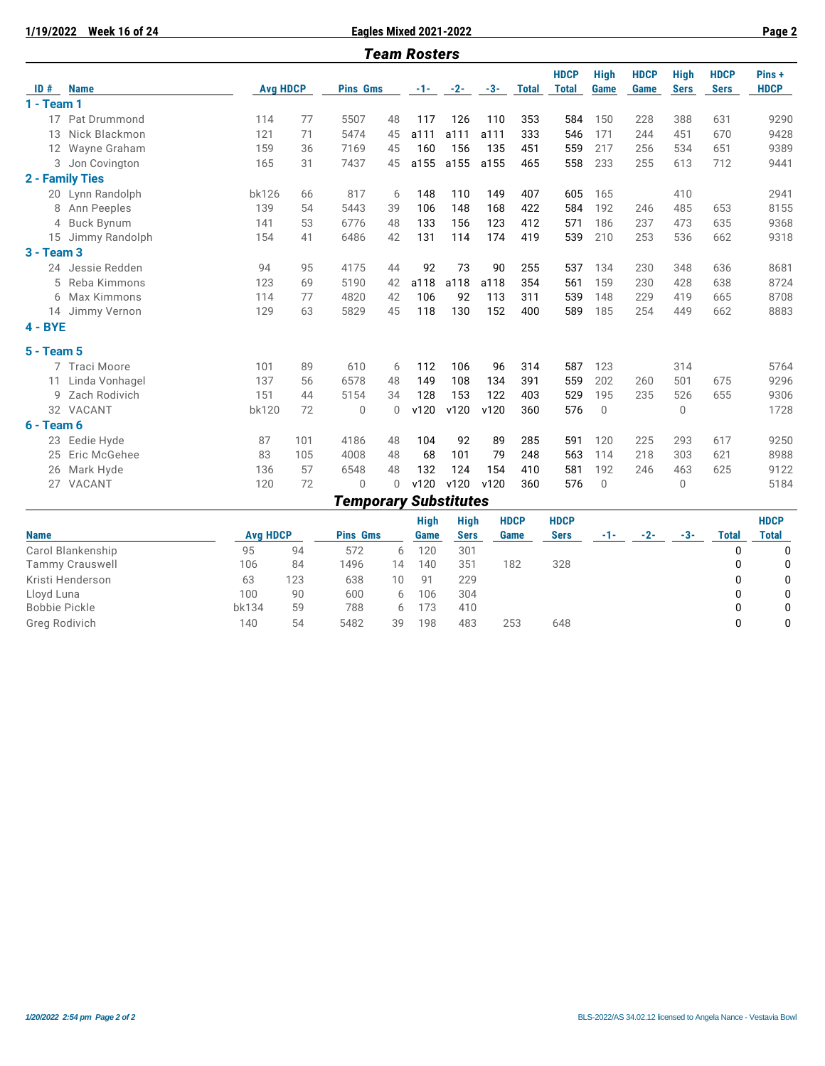## Team Rosters

| ID # | Name | Avg | HDCP | Pins | Gms | -1- | -2- | -3- | Total | HDCP Total | High Game | HDCP Game | High Sers | HDCP Sers | Pins + HDCP |
|---|---|---|---|---|---|---|---|---|---|---|---|---|---|---|---|
| **1 - Team 1** | | | | | | | | | | | | | | | |
| 17 | Pat Drummond | 114 | 77 | 5507 | 48 | 117 | 126 | 110 | 353 | 584 | 150 | 228 | 388 | 631 | 9290 |
| 13 | Nick Blackmon | 121 | 71 | 5474 | 45 | a111 | a111 | a111 | 333 | 546 | 171 | 244 | 451 | 670 | 9428 |
| 12 | Wayne Graham | 159 | 36 | 7169 | 45 | 160 | 156 | 135 | 451 | 559 | 217 | 256 | 534 | 651 | 9389 |
| 3 | Jon Covington | 165 | 31 | 7437 | 45 | a155 | a155 | a155 | 465 | 558 | 233 | 255 | 613 | 712 | 9441 |
| **2 - Family Ties** | | | | | | | | | | | | | | | |
| 20 | Lynn Randolph | bk126 | 66 | 817 | 6 | 148 | 110 | 149 | 407 | 605 | 165 | | 410 | | 2941 |
| 8 | Ann Peeples | 139 | 54 | 5443 | 39 | 106 | 148 | 168 | 422 | 584 | 192 | 246 | 485 | 653 | 8155 |
| 4 | Buck Bynum | 141 | 53 | 6776 | 48 | 133 | 156 | 123 | 412 | 571 | 186 | 237 | 473 | 635 | 9368 |
| 15 | Jimmy Randolph | 154 | 41 | 6486 | 42 | 131 | 114 | 174 | 419 | 539 | 210 | 253 | 536 | 662 | 9318 |
| **3 - Team 3** | | | | | | | | | | | | | | | |
| 24 | Jessie Redden | 94 | 95 | 4175 | 44 | 92 | 73 | 90 | 255 | 537 | 134 | 230 | 348 | 636 | 8681 |
| 5 | Reba Kimmons | 123 | 69 | 5190 | 42 | a118 | a118 | a118 | 354 | 561 | 159 | 230 | 428 | 638 | 8724 |
| 6 | Max Kimmons | 114 | 77 | 4820 | 42 | 106 | 92 | 113 | 311 | 539 | 148 | 229 | 419 | 665 | 8708 |
| 14 | Jimmy Vernon | 129 | 63 | 5829 | 45 | 118 | 130 | 152 | 400 | 589 | 185 | 254 | 449 | 662 | 8883 |
| **4 - BYE** | | | | | | | | | | | | | | | |
| **5 - Team 5** | | | | | | | | | | | | | | | |
| 7 | Traci Moore | 101 | 89 | 610 | 6 | 112 | 106 | 96 | 314 | 587 | 123 | | 314 | | 5764 |
| 11 | Linda Vonhagel | 137 | 56 | 6578 | 48 | 149 | 108 | 134 | 391 | 559 | 202 | 260 | 501 | 675 | 9296 |
| 9 | Zach Rodivich | 151 | 44 | 5154 | 34 | 128 | 153 | 122 | 403 | 529 | 195 | 235 | 526 | 655 | 9306 |
| 32 | VACANT | bk120 | 72 | 0 | 0 | v120 | v120 | v120 | 360 | 576 | 0 | | 0 | | 1728 |
| **6 - Team 6** | | | | | | | | | | | | | | | |
| 23 | Eedie Hyde | 87 | 101 | 4186 | 48 | 104 | 92 | 89 | 285 | 591 | 120 | 225 | 293 | 617 | 9250 |
| 25 | Eric McGehee | 83 | 105 | 4008 | 48 | 68 | 101 | 79 | 248 | 563 | 114 | 218 | 303 | 621 | 8988 |
| 26 | Mark Hyde | 136 | 57 | 6548 | 48 | 132 | 124 | 154 | 410 | 581 | 192 | 246 | 463 | 625 | 9122 |
| 27 | VACANT | 120 | 72 | 0 | 0 | v120 | v120 | v120 | 360 | 576 | 0 | | 0 | | 5184 |

## Temporary Substitutes

| Name | Avg | HDCP | Pins | Gms | High Game | High Sers | HDCP Game | HDCP Sers | -1- | -2- | -3- | Total | HDCP Total |
|---|---|---|---|---|---|---|---|---|---|---|---|---|---|
| Carol Blankenship | 95 | 94 | 572 | 6 | 120 | 301 | | | | | | 0 | 0 |
| Tammy Crauswell | 106 | 84 | 1496 | 14 | 140 | 351 | 182 | 328 | | | | 0 | 0 |
| Kristi Henderson | 63 | 123 | 638 | 10 | 91 | 229 | | | | | | 0 | 0 |
| Lloyd Luna | 100 | 90 | 600 | 6 | 106 | 304 | | | | | | 0 | 0 |
| Bobbie Pickle | bk134 | 59 | 788 | 6 | 173 | 410 | | | | | | 0 | 0 |
| Greg Rodivich | 140 | 54 | 5482 | 39 | 198 | 483 | 253 | 648 | | | | 0 | 0 |